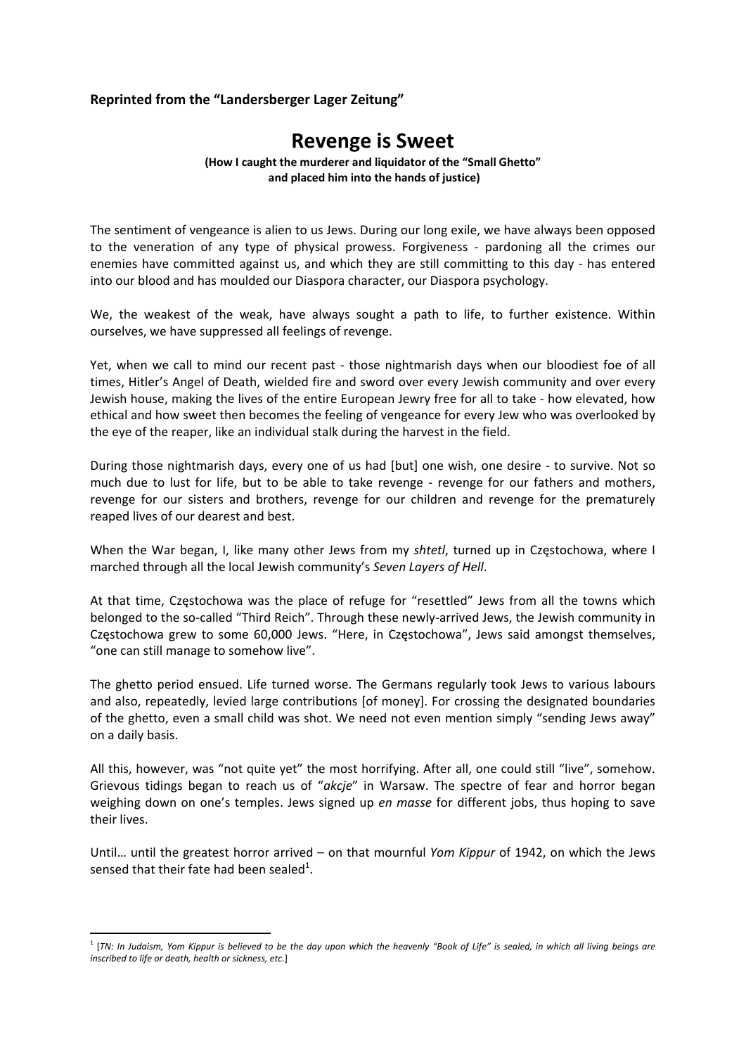**Reprinted from the "Landersberger Lager Zeitung"**

# Revenge is Sweet

**(How I caught the murderer and liquidator of the "Small Ghetto" and placed him into the hands of justice)**

The sentiment of vengeance is alien to us Jews. During our long exile, we have always been opposed to the veneration of any type of physical prowess. Forgiveness - pardoning all the crimes our enemies have committed against us, and which they are still committing to this day - has entered into our blood and has moulded our Diaspora character, our Diaspora psychology.

We, the weakest of the weak, have always sought a path to life, to further existence. Within ourselves, we have suppressed all feelings of revenge.

Yet, when we call to mind our recent past - those nightmarish days when our bloodiest foe of all times, Hitler's Angel of Death, wielded fire and sword over every Jewish community and over every Jewish house, making the lives of the entire European Jewry free for all to take - how elevated, how ethical and how sweet then becomes the feeling of vengeance for every Jew who was overlooked by the eye of the reaper, like an individual stalk during the harvest in the field.

During those nightmarish days, every one of us had [but] one wish, one desire - to survive. Not so much due to lust for life, but to be able to take revenge - revenge for our fathers and mothers, revenge for our sisters and brothers, revenge for our children and revenge for the prematurely reaped lives of our dearest and best.

When the War began, I, like many other Jews from my *shtetl*, turned up in Częstochowa, where I marched through all the local Jewish community's *Seven Layers of Hell*.

At that time, Częstochowa was the place of refuge for "resettled" Jews from all the towns which belonged to the so-called "Third Reich". Through these newly-arrived Jews, the Jewish community in Częstochowa grew to some 60,000 Jews. "Here, in Częstochowa", Jews said amongst themselves, "one can still manage to somehow live".

The ghetto period ensued. Life turned worse. The Germans regularly took Jews to various labours and also, repeatedly, levied large contributions [of money]. For crossing the designated boundaries of the ghetto, even a small child was shot. We need not even mention simply "sending Jews away" on a daily basis.

All this, however, was "not quite yet" the most horrifying. After all, one could still "live", somehow. Grievous tidings began to reach us of "*akcje*" in Warsaw. The spectre of fear and horror began weighing down on one's temples. Jews signed up *en masse* for different jobs, thus hoping to save their lives.

Until… until the greatest horror arrived – on that mournful *Yom Kippur* of 1942, on which the Jews sensed that their fate had been sealed[1].

---

[1] [*TN: In Judaism, Yom Kippur is believed to be the day upon which the heavenly "Book of Life" is sealed, in which all living beings are inscribed to life or death, health or sickness, etc.*]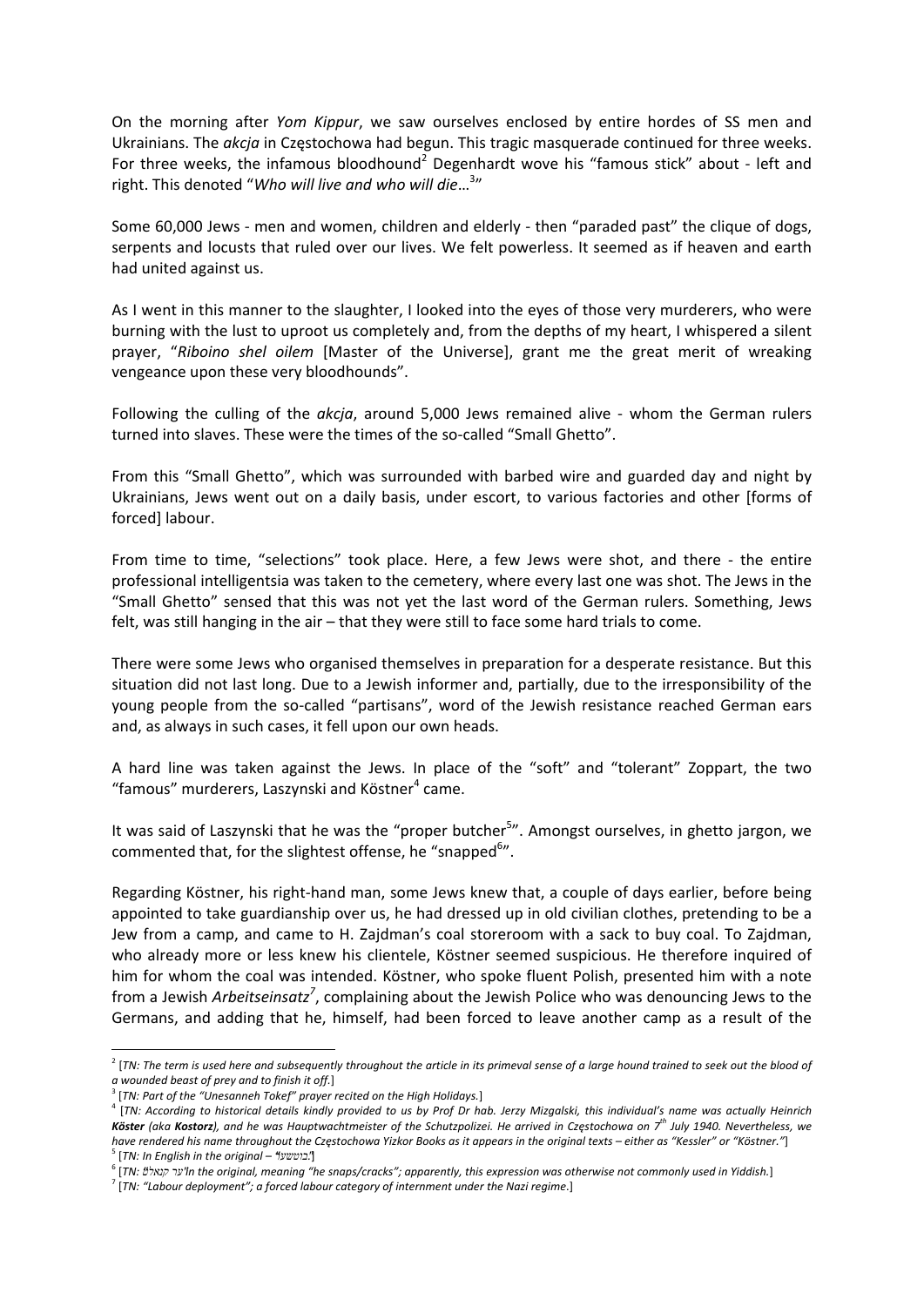On the morning after *Yom Kippur*, we saw ourselves enclosed by entire hordes of SS men and Ukrainians. The *akcja* in Częstochowa had begun. This tragic masquerade continued for three weeks. For three weeks, the infamous bloodhound[2] Degenhardt wove his "famous stick" about - left and right. This denoted "*Who will live and who will die*…[3]"

Some 60,000 Jews - men and women, children and elderly - then "paraded past" the clique of dogs, serpents and locusts that ruled over our lives. We felt powerless. It seemed as if heaven and earth had united against us.

As I went in this manner to the slaughter, I looked into the eyes of those very murderers, who were burning with the lust to uproot us completely and, from the depths of my heart, I whispered a silent prayer, "*Riboino shel oilem* [Master of the Universe], grant me the great merit of wreaking vengeance upon these very bloodhounds".

Following the culling of the *akcja*, around 5,000 Jews remained alive - whom the German rulers turned into slaves. These were the times of the so-called "Small Ghetto".

From this "Small Ghetto", which was surrounded with barbed wire and guarded day and night by Ukrainians, Jews went out on a daily basis, under escort, to various factories and other [forms of forced] labour.

From time to time, "selections" took place. Here, a few Jews were shot, and there - the entire professional intelligentsia was taken to the cemetery, where every last one was shot. The Jews in the "Small Ghetto" sensed that this was not yet the last word of the German rulers. Something, Jews felt, was still hanging in the air – that they were still to face some hard trials to come.

There were some Jews who organised themselves in preparation for a desperate resistance. But this situation did not last long. Due to a Jewish informer and, partially, due to the irresponsibility of the young people from the so-called "partisans", word of the Jewish resistance reached German ears and, as always in such cases, it fell upon our own heads.

A hard line was taken against the Jews. In place of the "soft" and "tolerant" Zoppart, the two "famous" murderers, Laszynski and Köstner[4] came.

It was said of Laszynski that he was the "proper butcher[5]". Amongst ourselves, in ghetto jargon, we commented that, for the slightest offense, he "snapped[6]".

Regarding Köstner, his right-hand man, some Jews knew that, a couple of days earlier, before being appointed to take guardianship over us, he had dressed up in old civilian clothes, pretending to be a Jew from a camp, and came to H. Zajdman's coal storeroom with a sack to buy coal. To Zajdman, who already more or less knew his clientele, Köstner seemed suspicious. He therefore inquired of him for whom the coal was intended. Köstner, who spoke fluent Polish, presented him with a note from a Jewish *Arbeitseinsatz*[7], complaining about the Jewish Police who was denouncing Jews to the Germans, and adding that he, himself, had been forced to leave another camp as a result of the

---

[2] [*TN: The term is used here and subsequently throughout the article in its primeval sense of a large hound trained to seek out the blood of a wounded beast of prey and to finish it off.*]

[3] [*TN: Part of the "Unesanneh Tokef" prayer recited on the High Holidays.*]

[4] [*TN: According to historical details kindly provided to us by Prof Dr hab. Jerzy Mizgalski, this individual's name was actually Heinrich* ***Köster*** *(aka* ***Kostorz****), and he was Hauptwachtmeister of the Schutzpolizei. He arrived in Częstochowa on 7th July 1940. Nevertheless, we have rendered his name throughout the Częstochowa Yizkor Books as it appears in the original texts – either as "Kessler" or "Köstner."*]

[5] [*TN: In English in the original –* '*בוטשער*'.]

[6] [*TN:* '*ער קנאַלט*' *in the original, meaning "he snaps/cracks"; apparently, this expression was otherwise not commonly used in Yiddish.*]

[7] [*TN: "Labour deployment"; a forced labour category of internment under the Nazi regime.*]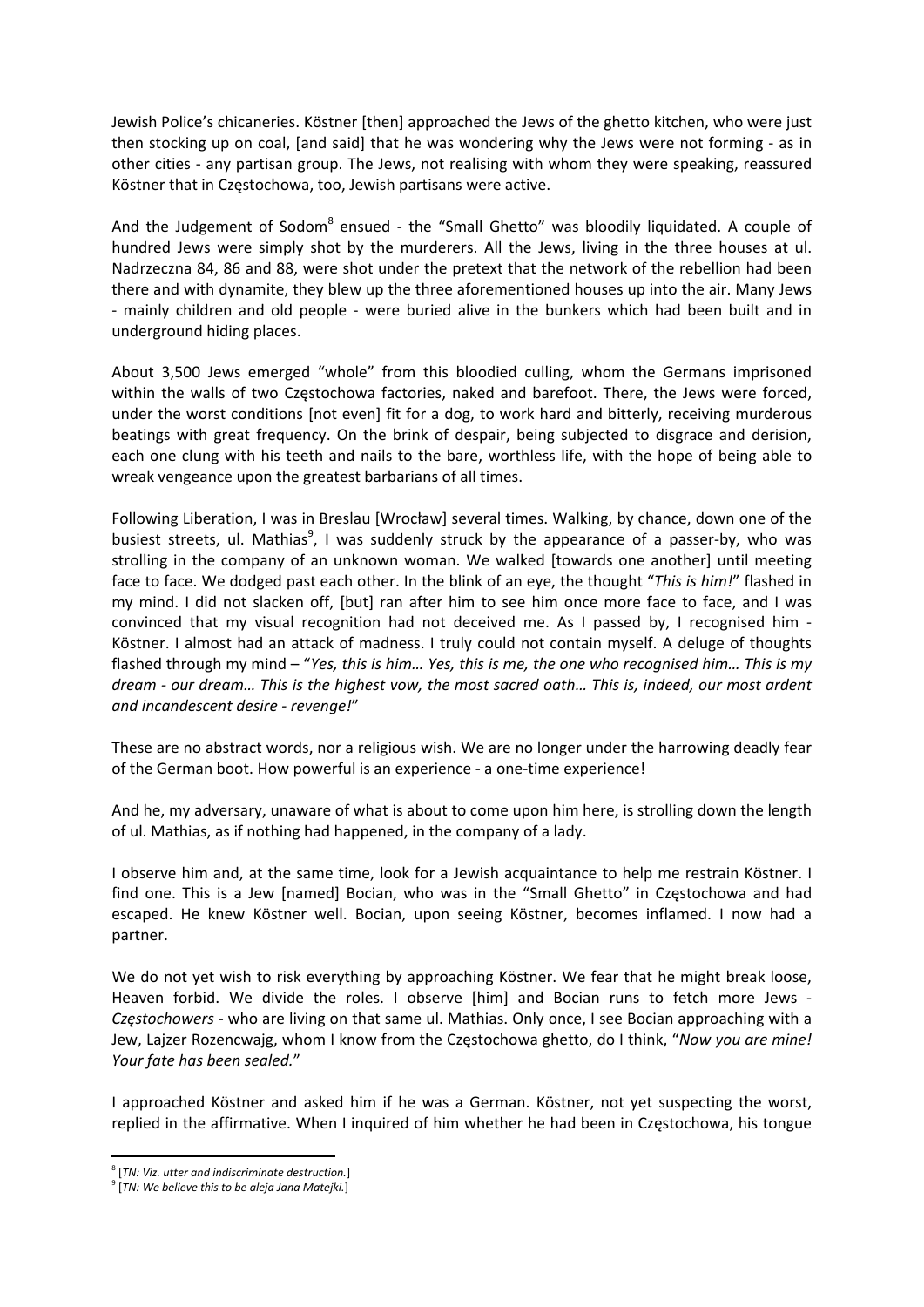Jewish Police's chicaneries. Köstner [then] approached the Jews of the ghetto kitchen, who were just then stocking up on coal, [and said] that he was wondering why the Jews were not forming - as in other cities - any partisan group. The Jews, not realising with whom they were speaking, reassured Köstner that in Częstochowa, too, Jewish partisans were active.

And the Judgement of Sodom[8] ensued - the "Small Ghetto" was bloodily liquidated. A couple of hundred Jews were simply shot by the murderers. All the Jews, living in the three houses at ul. Nadrzeczna 84, 86 and 88, were shot under the pretext that the network of the rebellion had been there and with dynamite, they blew up the three aforementioned houses up into the air. Many Jews - mainly children and old people - were buried alive in the bunkers which had been built and in underground hiding places.

About 3,500 Jews emerged "whole" from this bloodied culling, whom the Germans imprisoned within the walls of two Częstochowa factories, naked and barefoot. There, the Jews were forced, under the worst conditions [not even] fit for a dog, to work hard and bitterly, receiving murderous beatings with great frequency. On the brink of despair, being subjected to disgrace and derision, each one clung with his teeth and nails to the bare, worthless life, with the hope of being able to wreak vengeance upon the greatest barbarians of all times.

Following Liberation, I was in Breslau [Wrocław] several times. Walking, by chance, down one of the busiest streets, ul. Mathias[9], I was suddenly struck by the appearance of a passer-by, who was strolling in the company of an unknown woman. We walked [towards one another] until meeting face to face. We dodged past each other. In the blink of an eye, the thought "*This is him!*" flashed in my mind. I did not slacken off, [but] ran after him to see him once more face to face, and I was convinced that my visual recognition had not deceived me. As I passed by, I recognised him - Köstner. I almost had an attack of madness. I truly could not contain myself. A deluge of thoughts flashed through my mind – "*Yes, this is him… Yes, this is me, the one who recognised him… This is my dream - our dream… This is the highest vow, the most sacred oath… This is, indeed, our most ardent and incandescent desire - revenge!*"

These are no abstract words, nor a religious wish. We are no longer under the harrowing deadly fear of the German boot. How powerful is an experience - a one-time experience!

And he, my adversary, unaware of what is about to come upon him here, is strolling down the length of ul. Mathias, as if nothing had happened, in the company of a lady.

I observe him and, at the same time, look for a Jewish acquaintance to help me restrain Köstner. I find one. This is a Jew [named] Bocian, who was in the "Small Ghetto" in Częstochowa and had escaped. He knew Köstner well. Bocian, upon seeing Köstner, becomes inflamed. I now had a partner.

We do not yet wish to risk everything by approaching Köstner. We fear that he might break loose, Heaven forbid. We divide the roles. I observe [him] and Bocian runs to fetch more Jews - *Częstochowers* - who are living on that same ul. Mathias. Only once, I see Bocian approaching with a Jew, Lajzer Rozencwajg, whom I know from the Częstochowa ghetto, do I think, "*Now you are mine! Your fate has been sealed.*"

I approached Köstner and asked him if he was a German. Köstner, not yet suspecting the worst, replied in the affirmative. When I inquired of him whether he had been in Częstochowa, his tongue

---

[8] [*TN: Viz. utter and indiscriminate destruction.*]

[9] [*TN: We believe this to be aleja Jana Matejki.*]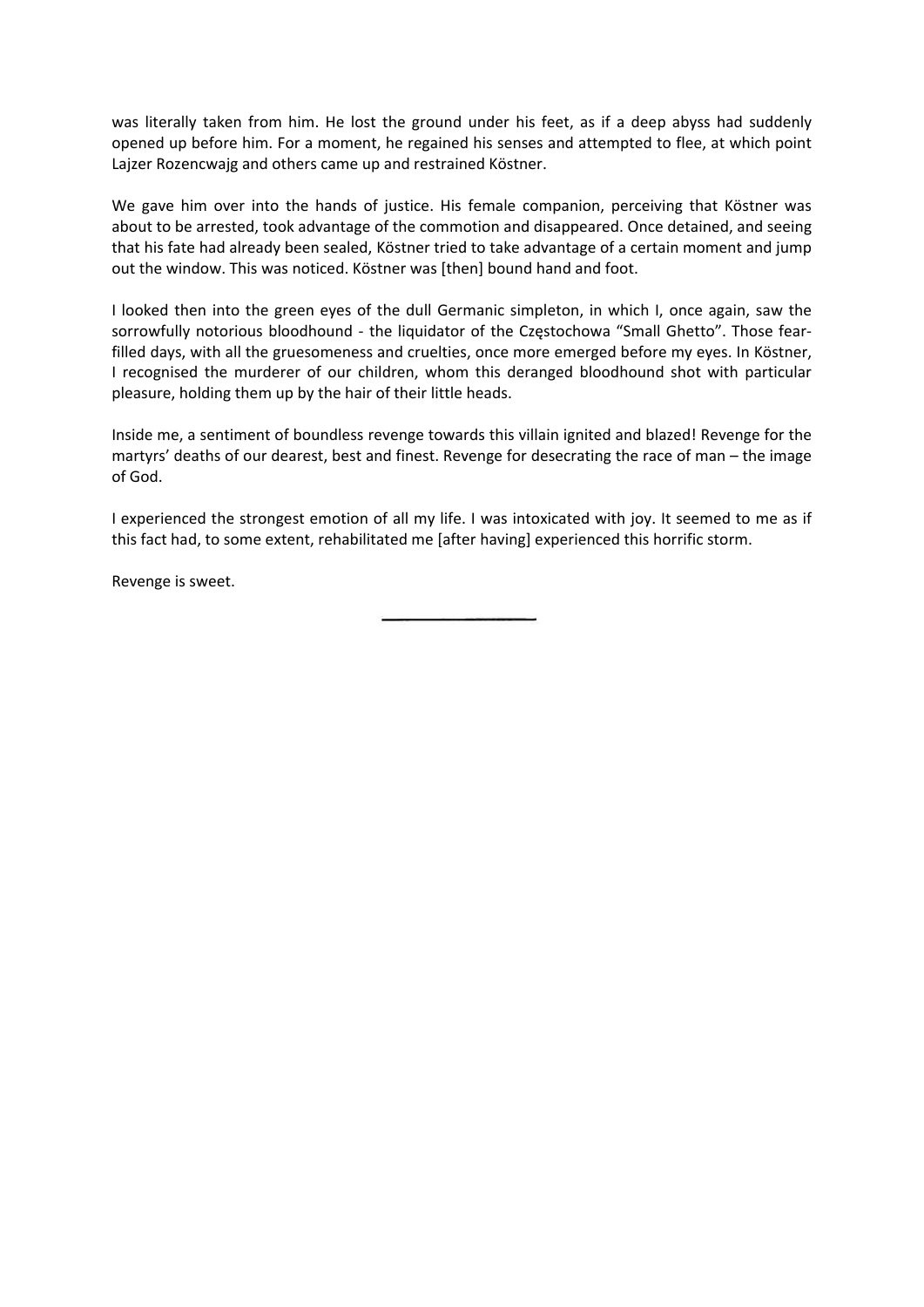was literally taken from him. He lost the ground under his feet, as if a deep abyss had suddenly opened up before him. For a moment, he regained his senses and attempted to flee, at which point Lajzer Rozencwajg and others came up and restrained Köstner.

We gave him over into the hands of justice. His female companion, perceiving that Köstner was about to be arrested, took advantage of the commotion and disappeared. Once detained, and seeing that his fate had already been sealed, Köstner tried to take advantage of a certain moment and jump out the window. This was noticed. Köstner was [then] bound hand and foot.

I looked then into the green eyes of the dull Germanic simpleton, in which I, once again, saw the sorrowfully notorious bloodhound - the liquidator of the Częstochowa "Small Ghetto". Those fear-filled days, with all the gruesomeness and cruelties, once more emerged before my eyes. In Köstner, I recognised the murderer of our children, whom this deranged bloodhound shot with particular pleasure, holding them up by the hair of their little heads.

Inside me, a sentiment of boundless revenge towards this villain ignited and blazed! Revenge for the martyrs' deaths of our dearest, best and finest. Revenge for desecrating the race of man – the image of God.

I experienced the strongest emotion of all my life. I was intoxicated with joy. It seemed to me as if this fact had, to some extent, rehabilitated me [after having] experienced this horrific storm.

Revenge is sweet.

---